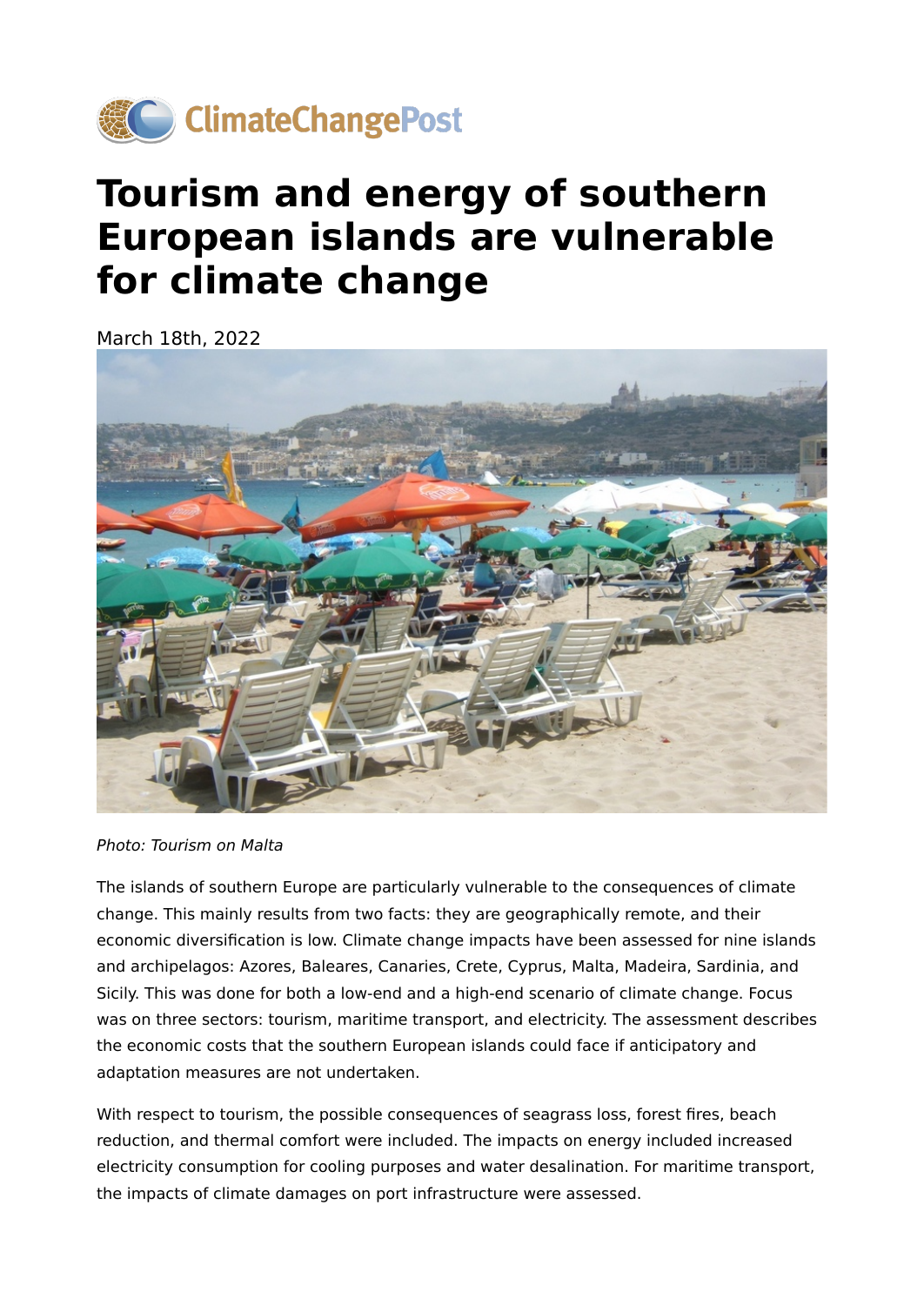ClimateChangePost

# Tourism and energy of southern European islands are vulnerable for climate change

March 18th, 2022

*Photo: Tourism on Malta*

The islands of southern Europe are particularly vulnerable to the consequences of climate change. This mainly results from two facts: they are geographically remote, and their economic diversification is low. Climate change impacts have been assessed for nine islands and archipelagos: Azores, Baleares, Canaries, Crete, Cyprus, Malta, Madeira, Sardinia, and Sicily. This was done for both a low-end and a high-end scenario of climate change. Focus was on three sectors: tourism, maritime transport, and electricity. The assessment describes the economic costs that the southern European islands could face if anticipatory and adaptation measures are not undertaken.

With respect to tourism, the possible consequences of seagrass loss, forest fires, beach reduction, and thermal comfort were included. The impacts on energy included increased electricity consumption for cooling purposes and water desalination. For maritime transport, the impacts of climate damages on port infrastructure were assessed.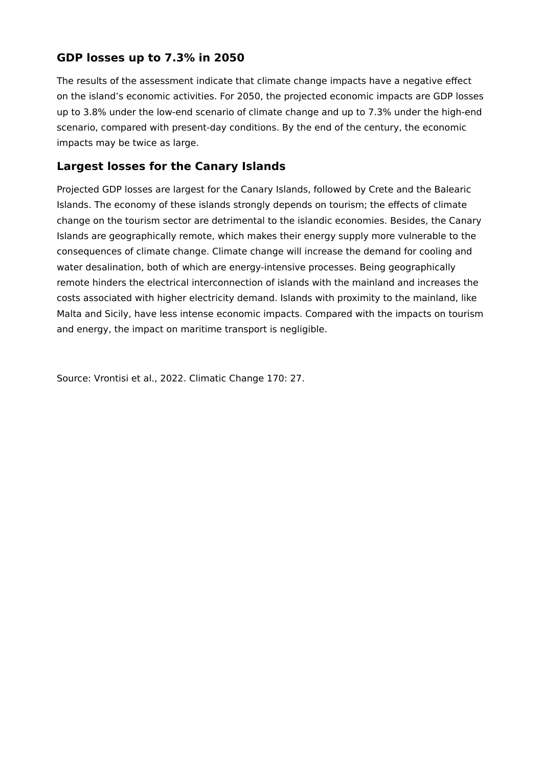## GDP losses up to 7.3% in 2050

The results of the assessment indicate that climate change impacts have a negative effect on the island's economic activities. For 2050, the projected economic impacts are GDP losses up to 3.8% under the low-end scenario of climate change and up to 7.3% under the high-end scenario, compared with present-day conditions. By the end of the century, the economic impacts may be twice as large.

## Largest losses for the Canary Islands

Projected GDP losses are largest for the Canary Islands, followed by Crete and the Balearic Islands. The economy of these islands strongly depends on tourism; the effects of climate change on the tourism sector are detrimental to the islandic economies. Besides, the Canary Islands are geographically remote, which makes their energy supply more vulnerable to the consequences of climate change. Climate change will increase the demand for cooling and water desalination, both of which are energy-intensive processes. Being geographically remote hinders the electrical interconnection of islands with the mainland and increases the costs associated with higher electricity demand. Islands with proximity to the mainland, like Malta and Sicily, have less intense economic impacts. Compared with the impacts on tourism and energy, the impact on maritime transport is negligible.

Source: Vrontisi et al., 2022. Climatic Change 170: 27.